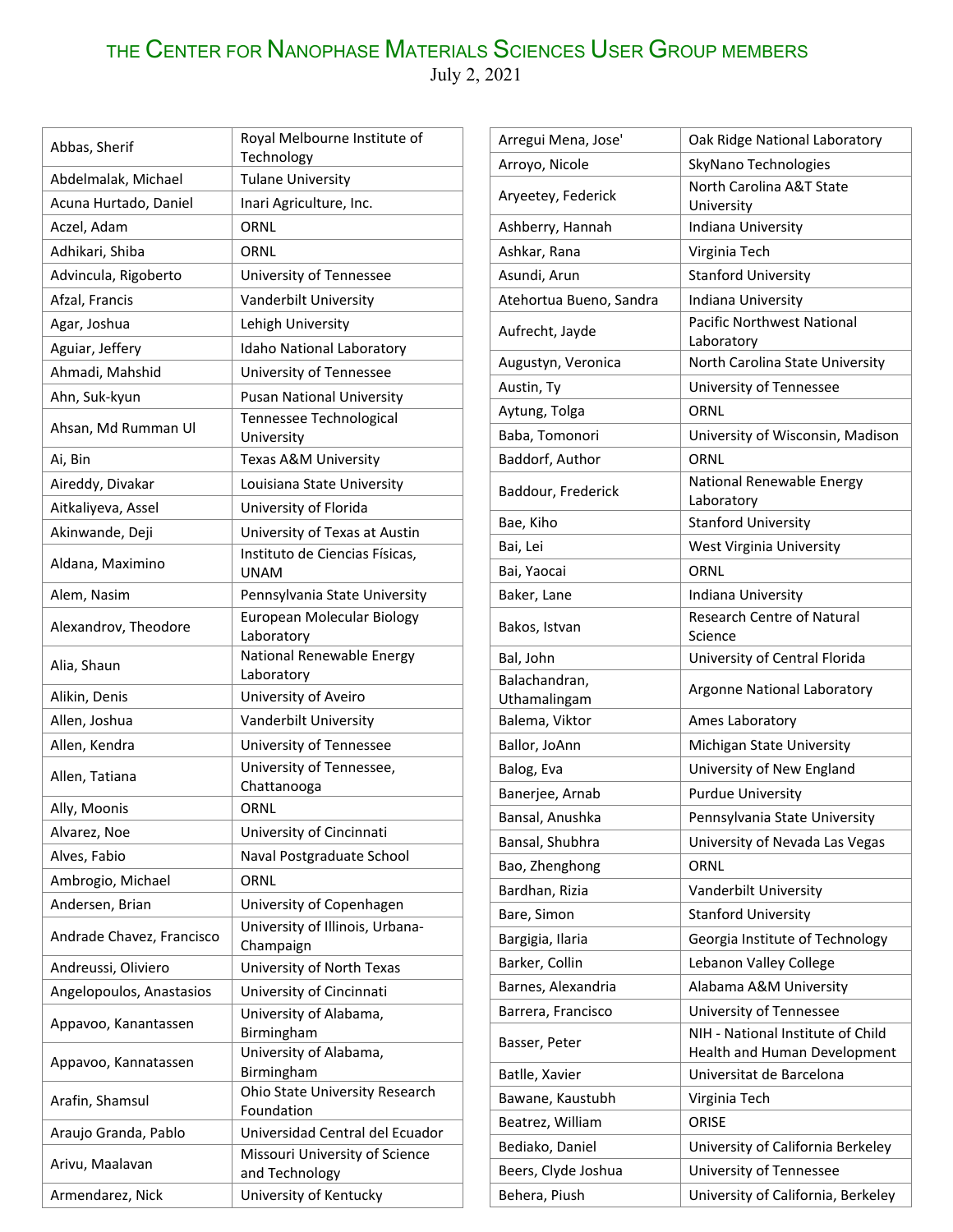# THE CENTER FOR NANOPHASE MATERIALS SCIENCES USER GROUP MEMBERS

July 2, 2021

| Name | Institution |
|---|---|
| Abbas, Sherif | Royal Melbourne Institute of Technology |
| Abdelmalak, Michael | Tulane University |
| Acuna Hurtado, Daniel | Inari Agriculture, Inc. |
| Aczel, Adam | ORNL |
| Adhikari, Shiba | ORNL |
| Advincula, Rigoberto | University of Tennessee |
| Afzal, Francis | Vanderbilt University |
| Agar, Joshua | Lehigh University |
| Aguiar, Jeffery | Idaho National Laboratory |
| Ahmadi, Mahshid | University of Tennessee |
| Ahn, Suk-kyun | Pusan National University |
| Ahsan, Md Rumman Ul | Tennessee Technological University |
| Ai, Bin | Texas A&M University |
| Aireddy, Divakar | Louisiana State University |
| Aitkaliyeva, Assel | University of Florida |
| Akinwande, Deji | University of Texas at Austin |
| Aldana, Maximino | Instituto de Ciencias Físicas, UNAM |
| Alem, Nasim | Pennsylvania State University |
| Alexandrov, Theodore | European Molecular Biology Laboratory |
| Alia, Shaun | National Renewable Energy Laboratory |
| Alikin, Denis | University of Aveiro |
| Allen, Joshua | Vanderbilt University |
| Allen, Kendra | University of Tennessee |
| Allen, Tatiana | University of Tennessee, Chattanooga |
| Ally, Moonis | ORNL |
| Alvarez, Noe | University of Cincinnati |
| Alves, Fabio | Naval Postgraduate School |
| Ambrogio, Michael | ORNL |
| Andersen, Brian | University of Copenhagen |
| Andrade Chavez, Francisco | University of Illinois, Urbana-Champaign |
| Andreussi, Oliviero | University of North Texas |
| Angelopoulos, Anastasios | University of Cincinnati |
| Appavoo, Kanantassen | University of Alabama, Birmingham |
| Appavoo, Kannatassen | University of Alabama, Birmingham |
| Arafin, Shamsul | Ohio State University Research Foundation |
| Araujo Granda, Pablo | Universidad Central del Ecuador |
| Arivu, Maalavan | Missouri University of Science and Technology |
| Armendarez, Nick | University of Kentucky |
| Arregui Mena, Jose' | Oak Ridge National Laboratory |
| Arroyo, Nicole | SkyNano Technologies |
| Aryeetey, Federick | North Carolina A&T State University |
| Ashberry, Hannah | Indiana University |
| Ashkar, Rana | Virginia Tech |
| Asundi, Arun | Stanford University |
| Atehortua Bueno, Sandra | Indiana University |
| Aufrecht, Jayde | Pacific Northwest National Laboratory |
| Augustyn, Veronica | North Carolina State University |
| Austin, Ty | University of Tennessee |
| Aytung, Tolga | ORNL |
| Baba, Tomonori | University of Wisconsin, Madison |
| Baddorf, Author | ORNL |
| Baddour, Frederick | National Renewable Energy Laboratory |
| Bae, Kiho | Stanford University |
| Bai, Lei | West Virginia University |
| Bai, Yaocai | ORNL |
| Baker, Lane | Indiana University |
| Bakos, Istvan | Research Centre of Natural Science |
| Bal, John | University of Central Florida |
| Balachandran, Uthamalingam | Argonne National Laboratory |
| Balema, Viktor | Ames Laboratory |
| Ballor, JoAnn | Michigan State University |
| Balog, Eva | University of New England |
| Banerjee, Arnab | Purdue University |
| Bansal, Anushka | Pennsylvania State University |
| Bansal, Shubhra | University of Nevada Las Vegas |
| Bao, Zhenghong | ORNL |
| Bardhan, Rizia | Vanderbilt University |
| Bare, Simon | Stanford University |
| Bargigia, Ilaria | Georgia Institute of Technology |
| Barker, Collin | Lebanon Valley College |
| Barnes, Alexandria | Alabama A&M University |
| Barrera, Francisco | University of Tennessee |
| Basser, Peter | NIH - National Institute of Child Health and Human Development |
| Batlle, Xavier | Universitat de Barcelona |
| Bawane, Kaustubh | Virginia Tech |
| Beatrez, William | ORISE |
| Bediako, Daniel | University of California Berkeley |
| Beers, Clyde Joshua | University of Tennessee |
| Behera, Piush | University of California, Berkeley |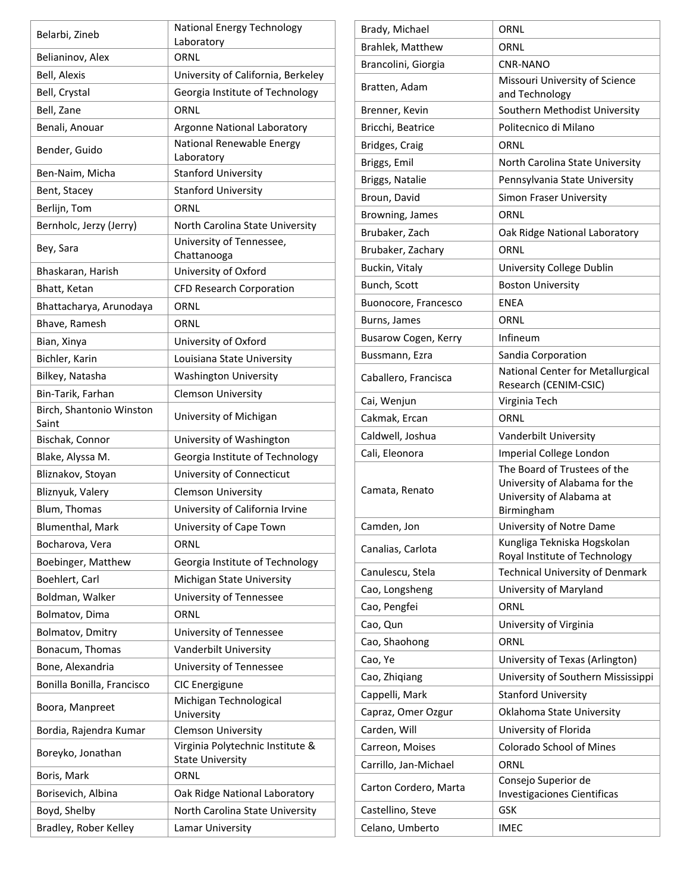| | |
|---|---|
| Belarbi, Zineb | National Energy Technology Laboratory |
| Belianinov, Alex | ORNL |
| Bell, Alexis | University of California, Berkeley |
| Bell, Crystal | Georgia Institute of Technology |
| Bell, Zane | ORNL |
| Benali, Anouar | Argonne National Laboratory |
| Bender, Guido | National Renewable Energy Laboratory |
| Ben-Naim, Micha | Stanford University |
| Bent, Stacey | Stanford University |
| Berlijn, Tom | ORNL |
| Bernholc, Jerzy (Jerry) | North Carolina State University |
| Bey, Sara | University of Tennessee, Chattanooga |
| Bhaskaran, Harish | University of Oxford |
| Bhatt, Ketan | CFD Research Corporation |
| Bhattacharya, Arunodaya | ORNL |
| Bhave, Ramesh | ORNL |
| Bian, Xinya | University of Oxford |
| Bichler, Karin | Louisiana State University |
| Bilkey, Natasha | Washington University |
| Bin-Tarik, Farhan | Clemson University |
| Birch, Shantonio Winston Saint | University of Michigan |
| Bischak, Connor | University of Washington |
| Blake, Alyssa M. | Georgia Institute of Technology |
| Bliznakov, Stoyan | University of Connecticut |
| Bliznyuk, Valery | Clemson University |
| Blum, Thomas | University of California Irvine |
| Blumenthal, Mark | University of Cape Town |
| Bocharova, Vera | ORNL |
| Boebinger, Matthew | Georgia Institute of Technology |
| Boehlert, Carl | Michigan State University |
| Boldman, Walker | University of Tennessee |
| Bolmatov, Dima | ORNL |
| Bolmatov, Dmitry | University of Tennessee |
| Bonacum, Thomas | Vanderbilt University |
| Bone, Alexandria | University of Tennessee |
| Bonilla Bonilla, Francisco | CIC Energigune |
| Boora, Manpreet | Michigan Technological University |
| Bordia, Rajendra Kumar | Clemson University |
| Boreyko, Jonathan | Virginia Polytechnic Institute & State University |
| Boris, Mark | ORNL |
| Borisevich, Albina | Oak Ridge National Laboratory |
| Boyd, Shelby | North Carolina State University |
| Bradley, Rober Kelley | Lamar University |
| Brady, Michael | ORNL |
| Brahlek, Matthew | ORNL |
| Brancolini, Giorgia | CNR-NANO |
| Bratten, Adam | Missouri University of Science and Technology |
| Brenner, Kevin | Southern Methodist University |
| Bricchi, Beatrice | Politecnico di Milano |
| Bridges, Craig | ORNL |
| Briggs, Emil | North Carolina State University |
| Briggs, Natalie | Pennsylvania State University |
| Broun, David | Simon Fraser University |
| Browning, James | ORNL |
| Brubaker, Zach | Oak Ridge National Laboratory |
| Brubaker, Zachary | ORNL |
| Buckin, Vitaly | University College Dublin |
| Bunch, Scott | Boston University |
| Buonocore, Francesco | ENEA |
| Burns, James | ORNL |
| Busarow Cogen, Kerry | Infineum |
| Bussmann, Ezra | Sandia Corporation |
| Caballero, Francisca | National Center for Metallurgical Research (CENIM-CSIC) |
| Cai, Wenjun | Virginia Tech |
| Cakmak, Ercan | ORNL |
| Caldwell, Joshua | Vanderbilt University |
| Cali, Eleonora | Imperial College London |
| Camata, Renato | The Board of Trustees of the University of Alabama for the University of Alabama at Birmingham |
| Camden, Jon | University of Notre Dame |
| Canalias, Carlota | Kungliga Tekniska Hogskolan Royal Institute of Technology |
| Canulescu, Stela | Technical University of Denmark |
| Cao, Longsheng | University of Maryland |
| Cao, Pengfei | ORNL |
| Cao, Qun | University of Virginia |
| Cao, Shaohong | ORNL |
| Cao, Ye | University of Texas (Arlington) |
| Cao, Zhiqiang | University of Southern Mississippi |
| Cappelli, Mark | Stanford University |
| Capraz, Omer Ozgur | Oklahoma State University |
| Carden, Will | University of Florida |
| Carreon, Moises | Colorado School of Mines |
| Carrillo, Jan-Michael | ORNL |
| Carton Cordero, Marta | Consejo Superior de Investigaciones Cientificas |
| Castellino, Steve | GSK |
| Celano, Umberto | IMEC |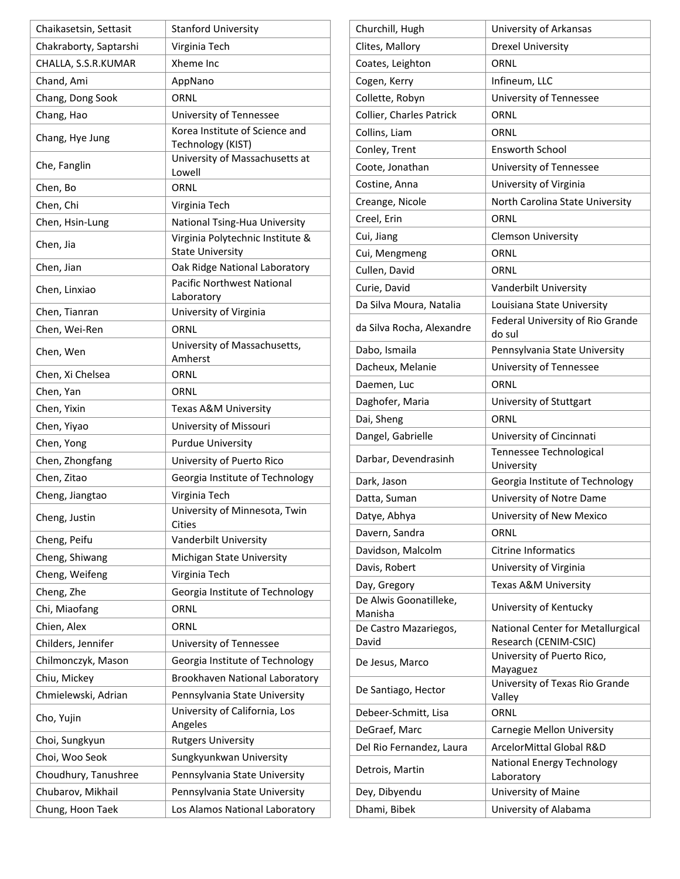| | |
|---|---|
| Chaikasetsin, Settasit | Stanford University |
| Chakraborty, Saptarshi | Virginia Tech |
| CHALLA, S.S.R.KUMAR | Xheme Inc |
| Chand, Ami | AppNano |
| Chang, Dong Sook | ORNL |
| Chang, Hao | University of Tennessee |
| Chang, Hye Jung | Korea Institute of Science and Technology (KIST) |
| Che, Fanglin | University of Massachusetts at Lowell |
| Chen, Bo | ORNL |
| Chen, Chi | Virginia Tech |
| Chen, Hsin-Lung | National Tsing-Hua University |
| Chen, Jia | Virginia Polytechnic Institute & State University |
| Chen, Jian | Oak Ridge National Laboratory |
| Chen, Linxiao | Pacific Northwest National Laboratory |
| Chen, Tianran | University of Virginia |
| Chen, Wei-Ren | ORNL |
| Chen, Wen | University of Massachusetts, Amherst |
| Chen, Xi Chelsea | ORNL |
| Chen, Yan | ORNL |
| Chen, Yixin | Texas A&M University |
| Chen, Yiyao | University of Missouri |
| Chen, Yong | Purdue University |
| Chen, Zhongfang | University of Puerto Rico |
| Chen, Zitao | Georgia Institute of Technology |
| Cheng, Jiangtao | Virginia Tech |
| Cheng, Justin | University of Minnesota, Twin Cities |
| Cheng, Peifu | Vanderbilt University |
| Cheng, Shiwang | Michigan State University |
| Cheng, Weifeng | Virginia Tech |
| Cheng, Zhe | Georgia Institute of Technology |
| Chi, Miaofang | ORNL |
| Chien, Alex | ORNL |
| Childers, Jennifer | University of Tennessee |
| Chilmonczyk, Mason | Georgia Institute of Technology |
| Chiu, Mickey | Brookhaven National Laboratory |
| Chmielewski, Adrian | Pennsylvania State University |
| Cho, Yujin | University of California, Los Angeles |
| Choi, Sungkyun | Rutgers University |
| Choi, Woo Seok | Sungkyunkwan University |
| Choudhury, Tanushree | Pennsylvania State University |
| Chubarov, Mikhail | Pennsylvania State University |
| Chung, Hoon Taek | Los Alamos National Laboratory |
| Churchill, Hugh | University of Arkansas |
| Clites, Mallory | Drexel University |
| Coates, Leighton | ORNL |
| Cogen, Kerry | Infineum, LLC |
| Collette, Robyn | University of Tennessee |
| Collier, Charles Patrick | ORNL |
| Collins, Liam | ORNL |
| Conley, Trent | Ensworth School |
| Coote, Jonathan | University of Tennessee |
| Costine, Anna | University of Virginia |
| Creange, Nicole | North Carolina State University |
| Creel, Erin | ORNL |
| Cui, Jiang | Clemson University |
| Cui, Mengmeng | ORNL |
| Cullen, David | ORNL |
| Curie, David | Vanderbilt University |
| Da Silva Moura, Natalia | Louisiana State University |
| da Silva Rocha, Alexandre | Federal University of Rio Grande do sul |
| Dabo, Ismaila | Pennsylvania State University |
| Dacheux, Melanie | University of Tennessee |
| Daemen, Luc | ORNL |
| Daghofer, Maria | University of Stuttgart |
| Dai, Sheng | ORNL |
| Dangel, Gabrielle | University of Cincinnati |
| Darbar, Devendrasinh | Tennessee Technological University |
| Dark, Jason | Georgia Institute of Technology |
| Datta, Suman | University of Notre Dame |
| Datye, Abhya | University of New Mexico |
| Davern, Sandra | ORNL |
| Davidson, Malcolm | Citrine Informatics |
| Davis, Robert | University of Virginia |
| Day, Gregory | Texas A&M University |
| De Alwis Goonatilleke, Manisha | University of Kentucky |
| De Castro Mazariegos, David | National Center for Metallurgical Research (CENIM-CSIC) |
| De Jesus, Marco | University of Puerto Rico, Mayaguez |
| De Santiago, Hector | University of Texas Rio Grande Valley |
| Debeer-Schmitt, Lisa | ORNL |
| DeGraef, Marc | Carnegie Mellon University |
| Del Rio Fernandez, Laura | ArcelorMittal Global R&D |
| Detrois, Martin | National Energy Technology Laboratory |
| Dey, Dibyendu | University of Maine |
| Dhami, Bibek | University of Alabama |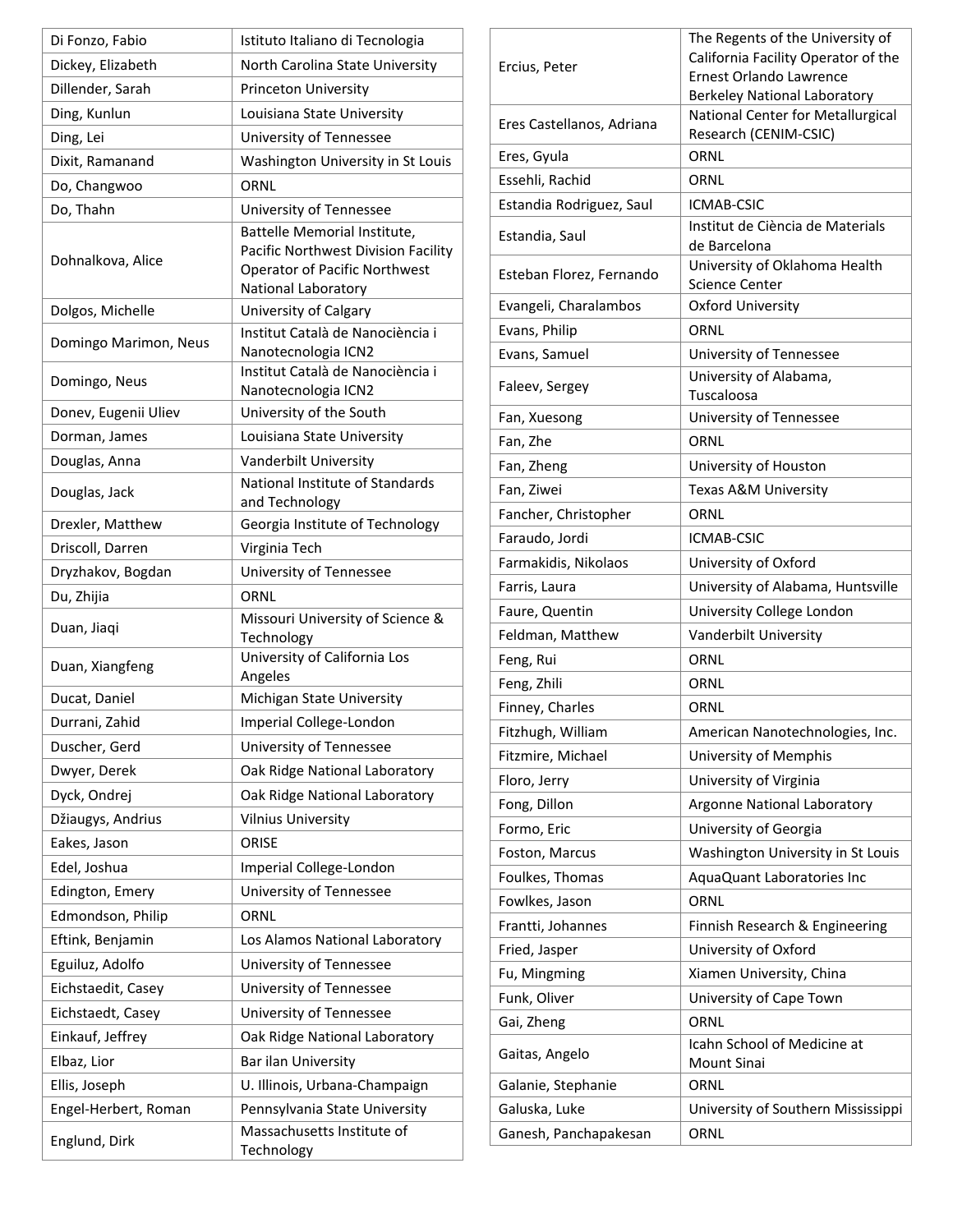| | |
|---|---|
| Di Fonzo, Fabio | Istituto Italiano di Tecnologia |
| Dickey, Elizabeth | North Carolina State University |
| Dillender, Sarah | Princeton University |
| Ding, Kunlun | Louisiana State University |
| Ding, Lei | University of Tennessee |
| Dixit, Ramanand | Washington University in St Louis |
| Do, Changwoo | ORNL |
| Do, Thahn | University of Tennessee |
| Dohnalkova, Alice | Battelle Memorial Institute, Pacific Northwest Division Facility Operator of Pacific Northwest National Laboratory |
| Dolgos, Michelle | University of Calgary |
| Domingo Marimon, Neus | Institut Català de Nanociència i Nanotecnologia ICN2 |
| Domingo, Neus | Institut Català de Nanociència i Nanotecnologia ICN2 |
| Donev, Eugenii Uliev | University of the South |
| Dorman, James | Louisiana State University |
| Douglas, Anna | Vanderbilt University |
| Douglas, Jack | National Institute of Standards and Technology |
| Drexler, Matthew | Georgia Institute of Technology |
| Driscoll, Darren | Virginia Tech |
| Dryzhakov, Bogdan | University of Tennessee |
| Du, Zhijia | ORNL |
| Duan, Jiaqi | Missouri University of Science & Technology |
| Duan, Xiangfeng | University of California Los Angeles |
| Ducat, Daniel | Michigan State University |
| Durrani, Zahid | Imperial College-London |
| Duscher, Gerd | University of Tennessee |
| Dwyer, Derek | Oak Ridge National Laboratory |
| Dyck, Ondrej | Oak Ridge National Laboratory |
| Džiaugys, Andrius | Vilnius University |
| Eakes, Jason | ORISE |
| Edel, Joshua | Imperial College-London |
| Edington, Emery | University of Tennessee |
| Edmondson, Philip | ORNL |
| Eftink, Benjamin | Los Alamos National Laboratory |
| Eguiluz, Adolfo | University of Tennessee |
| Eichstaedit, Casey | University of Tennessee |
| Eichstaedt, Casey | University of Tennessee |
| Einkauf, Jeffrey | Oak Ridge National Laboratory |
| Elbaz, Lior | Bar ilan University |
| Ellis, Joseph | U. Illinois, Urbana-Champaign |
| Engel-Herbert, Roman | Pennsylvania State University |
| Englund, Dirk | Massachusetts Institute of Technology |
| Ercius, Peter | The Regents of the University of California Facility Operator of the Ernest Orlando Lawrence Berkeley National Laboratory |
| Eres Castellanos, Adriana | National Center for Metallurgical Research (CENIM-CSIC) |
| Eres, Gyula | ORNL |
| Essehli, Rachid | ORNL |
| Estandia Rodriguez, Saul | ICMAB-CSIC |
| Estandia, Saul | Institut de Ciència de Materials de Barcelona |
| Esteban Florez, Fernando | University of Oklahoma Health Science Center |
| Evangeli, Charalambos | Oxford University |
| Evans, Philip | ORNL |
| Evans, Samuel | University of Tennessee |
| Faleev, Sergey | University of Alabama, Tuscaloosa |
| Fan, Xuesong | University of Tennessee |
| Fan, Zhe | ORNL |
| Fan, Zheng | University of Houston |
| Fan, Ziwei | Texas A&M University |
| Fancher, Christopher | ORNL |
| Faraudo, Jordi | ICMAB-CSIC |
| Farmakidis, Nikolaos | University of Oxford |
| Farris, Laura | University of Alabama, Huntsville |
| Faure, Quentin | University College London |
| Feldman, Matthew | Vanderbilt University |
| Feng, Rui | ORNL |
| Feng, Zhili | ORNL |
| Finney, Charles | ORNL |
| Fitzhugh, William | American Nanotechnologies, Inc. |
| Fitzmire, Michael | University of Memphis |
| Floro, Jerry | University of Virginia |
| Fong, Dillon | Argonne National Laboratory |
| Formo, Eric | University of Georgia |
| Foston, Marcus | Washington University in St Louis |
| Foulkes, Thomas | AquaQuant Laboratories Inc |
| Fowlkes, Jason | ORNL |
| Frantti, Johannes | Finnish Research & Engineering |
| Fried, Jasper | University of Oxford |
| Fu, Mingming | Xiamen University, China |
| Funk, Oliver | University of Cape Town |
| Gai, Zheng | ORNL |
| Gaitas, Angelo | Icahn School of Medicine at Mount Sinai |
| Galanie, Stephanie | ORNL |
| Galuska, Luke | University of Southern Mississippi |
| Ganesh, Panchapakesan | ORNL |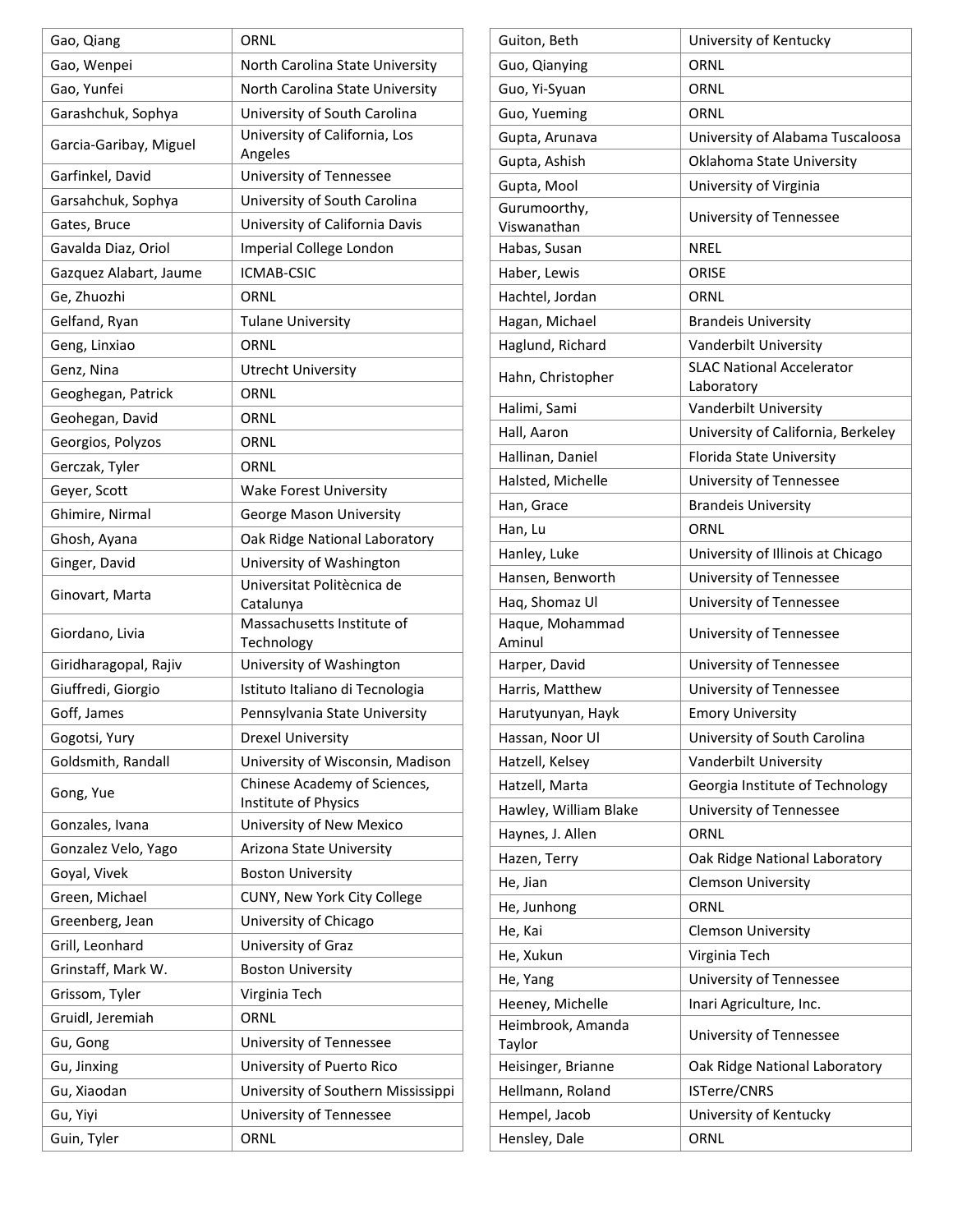| | |
|---|---|
| Gao, Qiang | ORNL |
| Gao, Wenpei | North Carolina State University |
| Gao, Yunfei | North Carolina State University |
| Garashchuk, Sophya | University of South Carolina |
| Garcia-Garibay, Miguel | University of California, Los Angeles |
| Garfinkel, David | University of Tennessee |
| Garsahchuk, Sophya | University of South Carolina |
| Gates, Bruce | University of California Davis |
| Gavalda Diaz, Oriol | Imperial College London |
| Gazquez Alabart, Jaume | ICMAB-CSIC |
| Ge, Zhuozhi | ORNL |
| Gelfand, Ryan | Tulane University |
| Geng, Linxiao | ORNL |
| Genz, Nina | Utrecht University |
| Geoghegan, Patrick | ORNL |
| Geohegan, David | ORNL |
| Georgios, Polyzos | ORNL |
| Gerczak, Tyler | ORNL |
| Geyer, Scott | Wake Forest University |
| Ghimire, Nirmal | George Mason University |
| Ghosh, Ayana | Oak Ridge National Laboratory |
| Ginger, David | University of Washington |
| Ginovart, Marta | Universitat Politècnica de Catalunya |
| Giordano, Livia | Massachusetts Institute of Technology |
| Giridharagopal, Rajiv | University of Washington |
| Giuffredi, Giorgio | Istituto Italiano di Tecnologia |
| Goff, James | Pennsylvania State University |
| Gogotsi, Yury | Drexel University |
| Goldsmith, Randall | University of Wisconsin, Madison |
| Gong, Yue | Chinese Academy of Sciences, Institute of Physics |
| Gonzales, Ivana | University of New Mexico |
| Gonzalez Velo, Yago | Arizona State University |
| Goyal, Vivek | Boston University |
| Green, Michael | CUNY, New York City College |
| Greenberg, Jean | University of Chicago |
| Grill, Leonhard | University of Graz |
| Grinstaff, Mark W. | Boston University |
| Grissom, Tyler | Virginia Tech |
| Gruidl, Jeremiah | ORNL |
| Gu, Gong | University of Tennessee |
| Gu, Jinxing | University of Puerto Rico |
| Gu, Xiaodan | University of Southern Mississippi |
| Gu, Yiyi | University of Tennessee |
| Guin, Tyler | ORNL |
| Guiton, Beth | University of Kentucky |
| Guo, Qianying | ORNL |
| Guo, Yi-Syuan | ORNL |
| Guo, Yueming | ORNL |
| Gupta, Arunava | University of Alabama Tuscaloosa |
| Gupta, Ashish | Oklahoma State University |
| Gupta, Mool | University of Virginia |
| Gurumoorthy, Viswanathan | University of Tennessee |
| Habas, Susan | NREL |
| Haber, Lewis | ORISE |
| Hachtel, Jordan | ORNL |
| Hagan, Michael | Brandeis University |
| Haglund, Richard | Vanderbilt University |
| Hahn, Christopher | SLAC National Accelerator Laboratory |
| Halimi, Sami | Vanderbilt University |
| Hall, Aaron | University of California, Berkeley |
| Hallinan, Daniel | Florida State University |
| Halsted, Michelle | University of Tennessee |
| Han, Grace | Brandeis University |
| Han, Lu | ORNL |
| Hanley, Luke | University of Illinois at Chicago |
| Hansen, Benworth | University of Tennessee |
| Haq, Shomaz Ul | University of Tennessee |
| Haque, Mohammad Aminul | University of Tennessee |
| Harper, David | University of Tennessee |
| Harris, Matthew | University of Tennessee |
| Harutyunyan, Hayk | Emory University |
| Hassan, Noor Ul | University of South Carolina |
| Hatzell, Kelsey | Vanderbilt University |
| Hatzell, Marta | Georgia Institute of Technology |
| Hawley, William Blake | University of Tennessee |
| Haynes, J. Allen | ORNL |
| Hazen, Terry | Oak Ridge National Laboratory |
| He, Jian | Clemson University |
| He, Junhong | ORNL |
| He, Kai | Clemson University |
| He, Xukun | Virginia Tech |
| He, Yang | University of Tennessee |
| Heeney, Michelle | Inari Agriculture, Inc. |
| Heimbrook, Amanda Taylor | University of Tennessee |
| Heisinger, Brianne | Oak Ridge National Laboratory |
| Hellmann, Roland | ISTerre/CNRS |
| Hempel, Jacob | University of Kentucky |
| Hensley, Dale | ORNL |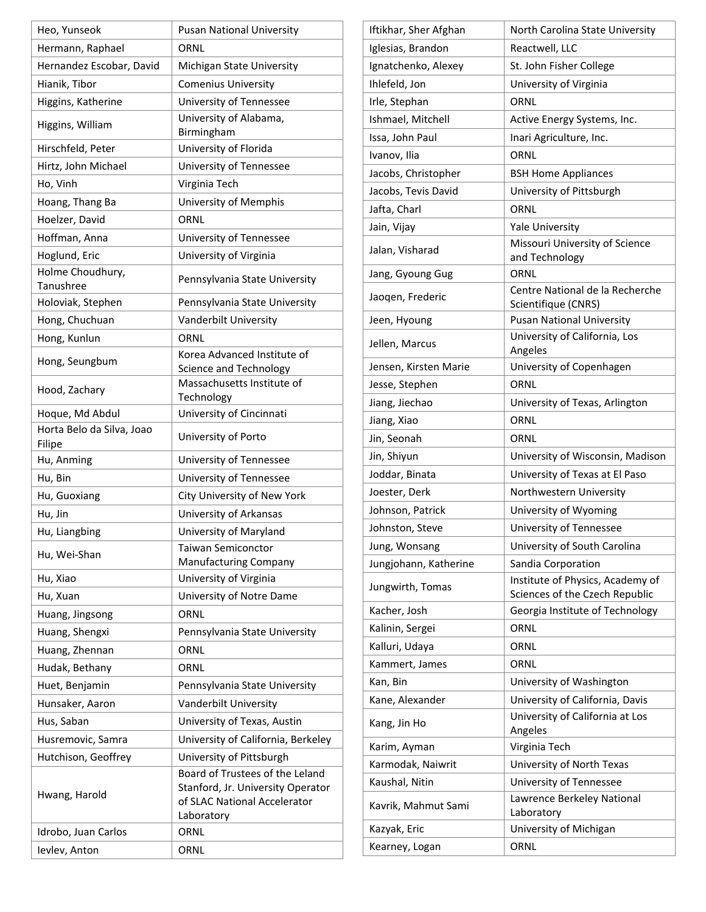| | |
|---|---|
| Heo, Yunseok | Pusan National University |
| Hermann, Raphael | ORNL |
| Hernandez Escobar, David | Michigan State University |
| Hianik, Tibor | Comenius University |
| Higgins, Katherine | University of Tennessee |
| Higgins, William | University of Alabama, Birmingham |
| Hirschfeld, Peter | University of Florida |
| Hirtz, John Michael | University of Tennessee |
| Ho, Vinh | Virginia Tech |
| Hoang, Thang Ba | University of Memphis |
| Hoelzer, David | ORNL |
| Hoffman, Anna | University of Tennessee |
| Hoglund, Eric | University of Virginia |
| Holme Choudhury, Tanushree | Pennsylvania State University |
| Holoviak, Stephen | Pennsylvania State University |
| Hong, Chuchuan | Vanderbilt University |
| Hong, Kunlun | ORNL |
| Hong, Seungbum | Korea Advanced Institute of Science and Technology |
| Hood, Zachary | Massachusetts Institute of Technology |
| Hoque, Md Abdul | University of Cincinnati |
| Horta Belo da Silva, Joao Filipe | University of Porto |
| Hu, Anming | University of Tennessee |
| Hu, Bin | University of Tennessee |
| Hu, Guoxiang | City University of New York |
| Hu, Jin | University of Arkansas |
| Hu, Liangbing | University of Maryland |
| Hu, Wei-Shan | Taiwan Semiconctor Manufacturing Company |
| Hu, Xiao | University of Virginia |
| Hu, Xuan | University of Notre Dame |
| Huang, Jingsong | ORNL |
| Huang, Shengxi | Pennsylvania State University |
| Huang, Zhennan | ORNL |
| Hudak, Bethany | ORNL |
| Huet, Benjamin | Pennsylvania State University |
| Hunsaker, Aaron | Vanderbilt University |
| Hus, Saban | University of Texas, Austin |
| Husremovic, Samra | University of California, Berkeley |
| Hutchison, Geoffrey | University of Pittsburgh |
| Hwang, Harold | Board of Trustees of the Leland Stanford, Jr. University Operator of SLAC National Accelerator Laboratory |
| Idrobo, Juan Carlos | ORNL |
| Ievlev, Anton | ORNL |
| Iftikhar, Sher Afghan | North Carolina State University |
| Iglesias, Brandon | Reactwell, LLC |
| Ignatchenko, Alexey | St. John Fisher College |
| Ihlefeld, Jon | University of Virginia |
| Irle, Stephan | ORNL |
| Ishmael, Mitchell | Active Energy Systems, Inc. |
| Issa, John Paul | Inari Agriculture, Inc. |
| Ivanov, Ilia | ORNL |
| Jacobs, Christopher | BSH Home Appliances |
| Jacobs, Tevis David | University of Pittsburgh |
| Jafta, Charl | ORNL |
| Jain, Vijay | Yale University |
| Jalan, Visharad | Missouri University of Science and Technology |
| Jang, Gyoung Gug | ORNL |
| Jaoqen, Frederic | Centre National de la Recherche Scientifique (CNRS) |
| Jeen, Hyoung | Pusan National University |
| Jellen, Marcus | University of California, Los Angeles |
| Jensen, Kirsten Marie | University of Copenhagen |
| Jesse, Stephen | ORNL |
| Jiang, Jiechao | University of Texas, Arlington |
| Jiang, Xiao | ORNL |
| Jin, Seonah | ORNL |
| Jin, Shiyun | University of Wisconsin, Madison |
| Joddar, Binata | University of Texas at El Paso |
| Joester, Derk | Northwestern University |
| Johnson, Patrick | University of Wyoming |
| Johnston, Steve | University of Tennessee |
| Jung, Wonsang | University of South Carolina |
| Jungjohann, Katherine | Sandia Corporation |
| Jungwirth, Tomas | Institute of Physics, Academy of Sciences of the Czech Republic |
| Kacher, Josh | Georgia Institute of Technology |
| Kalinin, Sergei | ORNL |
| Kalluri, Udaya | ORNL |
| Kammert, James | ORNL |
| Kan, Bin | University of Washington |
| Kane, Alexander | University of California, Davis |
| Kang, Jin Ho | University of California at Los Angeles |
| Karim, Ayman | Virginia Tech |
| Karmodak, Naiwrit | University of North Texas |
| Kaushal, Nitin | University of Tennessee |
| Kavrik, Mahmut Sami | Lawrence Berkeley National Laboratory |
| Kazyak, Eric | University of Michigan |
| Kearney, Logan | ORNL |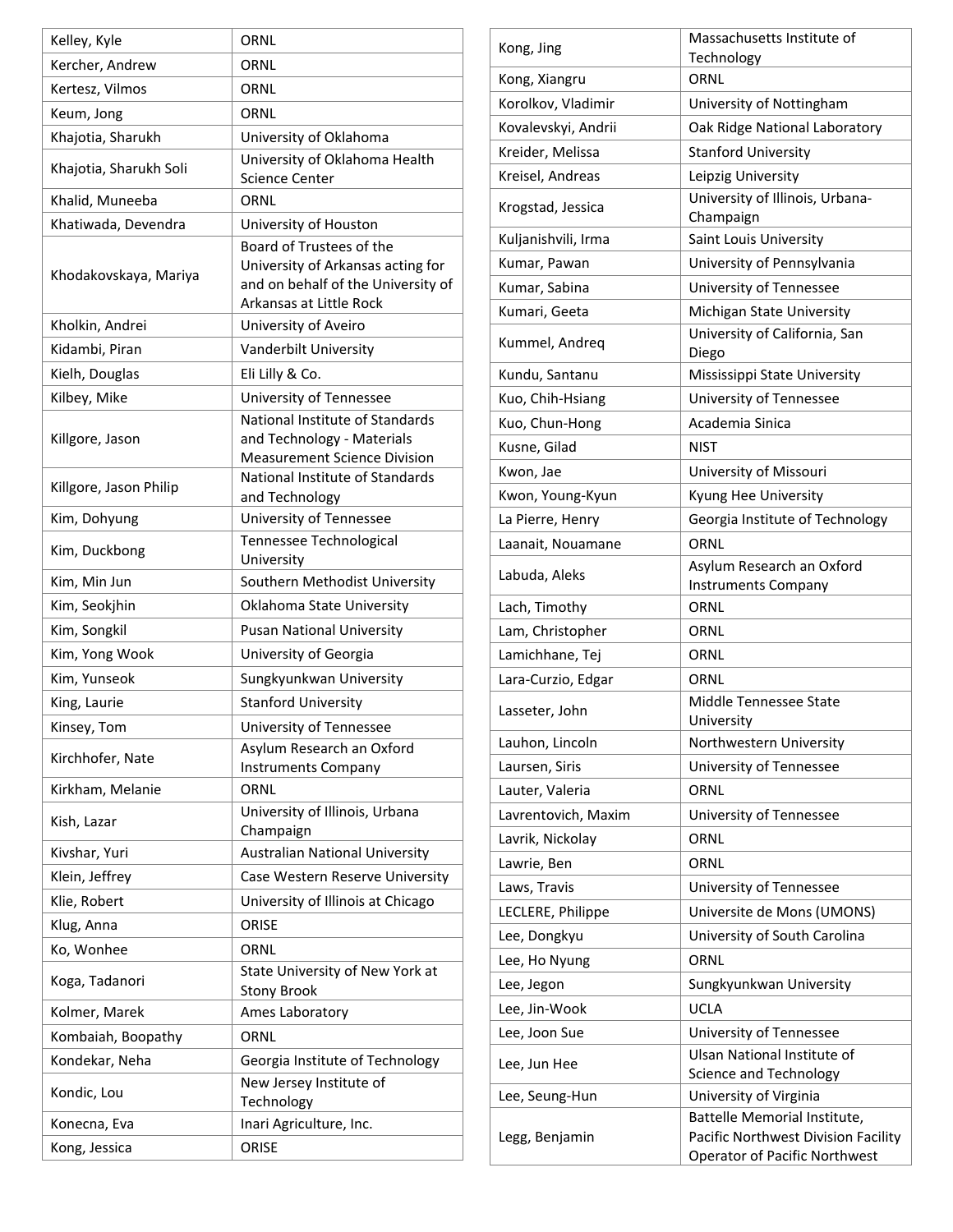| | |
|---|---|
| Kelley, Kyle | ORNL |
| Kercher, Andrew | ORNL |
| Kertesz, Vilmos | ORNL |
| Keum, Jong | ORNL |
| Khajotia, Sharukh | University of Oklahoma |
| Khajotia, Sharukh Soli | University of Oklahoma Health Science Center |
| Khalid, Muneeba | ORNL |
| Khatiwada, Devendra | University of Houston |
| Khodakovskaya, Mariya | Board of Trustees of the University of Arkansas acting for and on behalf of the University of Arkansas at Little Rock |
| Kholkin, Andrei | University of Aveiro |
| Kidambi, Piran | Vanderbilt University |
| Kielh, Douglas | Eli Lilly & Co. |
| Kilbey, Mike | University of Tennessee |
| Killgore, Jason | National Institute of Standards and Technology - Materials Measurement Science Division |
| Killgore, Jason Philip | National Institute of Standards and Technology |
| Kim, Dohyung | University of Tennessee |
| Kim, Duckbong | Tennessee Technological University |
| Kim, Min Jun | Southern Methodist University |
| Kim, Seokjhin | Oklahoma State University |
| Kim, Songkil | Pusan National University |
| Kim, Yong Wook | University of Georgia |
| Kim, Yunseok | Sungkyunkwan University |
| King, Laurie | Stanford University |
| Kinsey, Tom | University of Tennessee |
| Kirchhofer, Nate | Asylum Research an Oxford Instruments Company |
| Kirkham, Melanie | ORNL |
| Kish, Lazar | University of Illinois, Urbana Champaign |
| Kivshar, Yuri | Australian National University |
| Klein, Jeffrey | Case Western Reserve University |
| Klie, Robert | University of Illinois at Chicago |
| Klug, Anna | ORISE |
| Ko, Wonhee | ORNL |
| Koga, Tadanori | State University of New York at Stony Brook |
| Kolmer, Marek | Ames Laboratory |
| Kombaiah, Boopathy | ORNL |
| Kondekar, Neha | Georgia Institute of Technology |
| Kondic, Lou | New Jersey Institute of Technology |
| Konecna, Eva | Inari Agriculture, Inc. |
| Kong, Jessica | ORISE |
| Kong, Jing | Massachusetts Institute of Technology |
| Kong, Xiangru | ORNL |
| Korolkov, Vladimir | University of Nottingham |
| Kovalevskyi, Andrii | Oak Ridge National Laboratory |
| Kreider, Melissa | Stanford University |
| Kreisel, Andreas | Leipzig University |
| Krogstad, Jessica | University of Illinois, Urbana-Champaign |
| Kuljanishvili, Irma | Saint Louis University |
| Kumar, Pawan | University of Pennsylvania |
| Kumar, Sabina | University of Tennessee |
| Kumari, Geeta | Michigan State University |
| Kummel, Andreq | University of California, San Diego |
| Kundu, Santanu | Mississippi State University |
| Kuo, Chih-Hsiang | University of Tennessee |
| Kuo, Chun-Hong | Academia Sinica |
| Kusne, Gilad | NIST |
| Kwon, Jae | University of Missouri |
| Kwon, Young-Kyun | Kyung Hee University |
| La Pierre, Henry | Georgia Institute of Technology |
| Laanait, Nouamane | ORNL |
| Labuda, Aleks | Asylum Research an Oxford Instruments Company |
| Lach, Timothy | ORNL |
| Lam, Christopher | ORNL |
| Lamichhane, Tej | ORNL |
| Lara-Curzio, Edgar | ORNL |
| Lasseter, John | Middle Tennessee State University |
| Lauhon, Lincoln | Northwestern University |
| Laursen, Siris | University of Tennessee |
| Lauter, Valeria | ORNL |
| Lavrentovich, Maxim | University of Tennessee |
| Lavrik, Nickolay | ORNL |
| Lawrie, Ben | ORNL |
| Laws, Travis | University of Tennessee |
| LECLERE, Philippe | Universite de Mons (UMONS) |
| Lee, Dongkyu | University of South Carolina |
| Lee, Ho Nyung | ORNL |
| Lee, Jegon | Sungkyunkwan University |
| Lee, Jin-Wook | UCLA |
| Lee, Joon Sue | University of Tennessee |
| Lee, Jun Hee | Ulsan National Institute of Science and Technology |
| Lee, Seung-Hun | University of Virginia |
| Legg, Benjamin | Battelle Memorial Institute, Pacific Northwest Division Facility Operator of Pacific Northwest |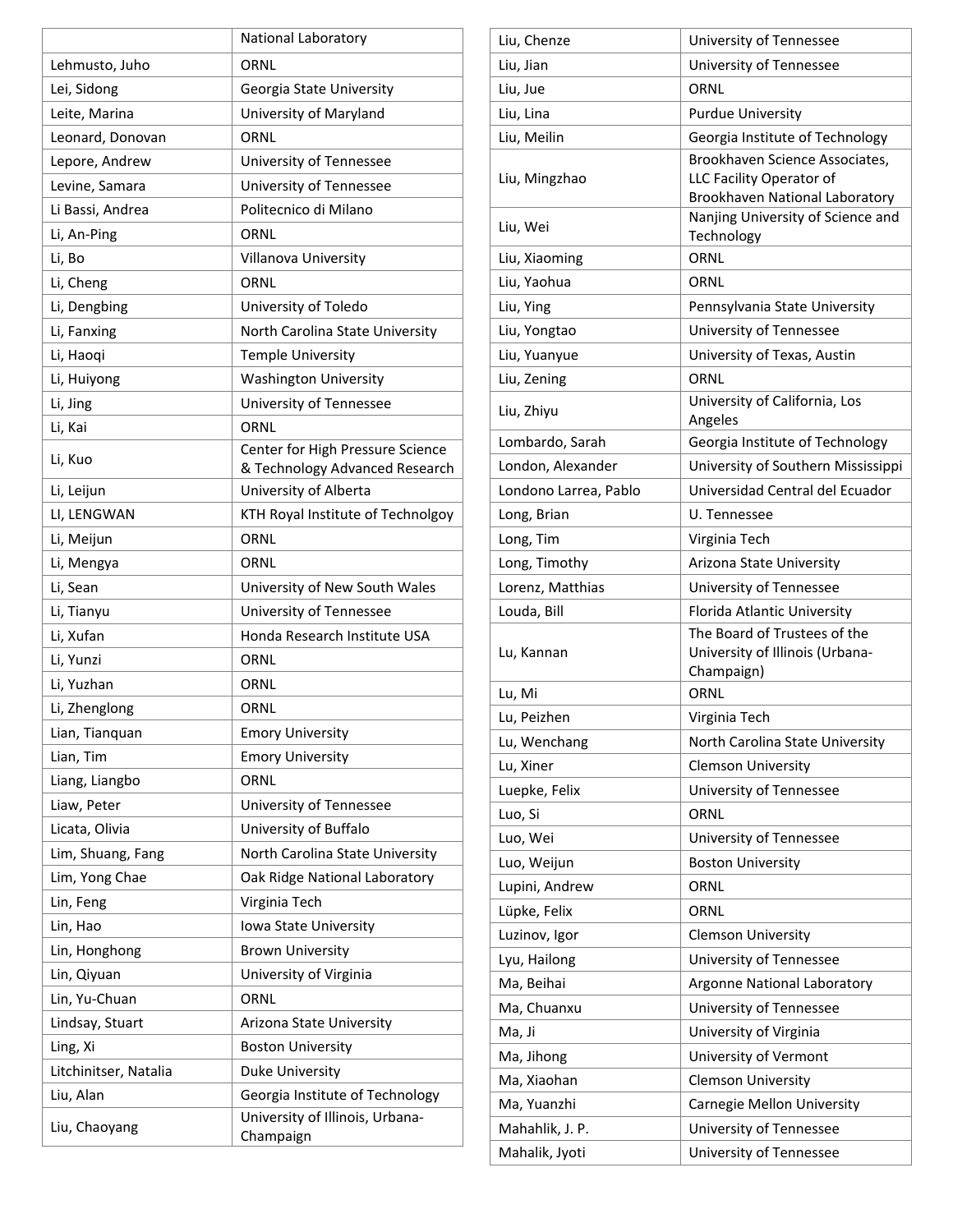| | |
|---|---|
| | National Laboratory |
| Lehmusto, Juho | ORNL |
| Lei, Sidong | Georgia State University |
| Leite, Marina | University of Maryland |
| Leonard, Donovan | ORNL |
| Lepore, Andrew | University of Tennessee |
| Levine, Samara | University of Tennessee |
| Li Bassi, Andrea | Politecnico di Milano |
| Li, An-Ping | ORNL |
| Li, Bo | Villanova University |
| Li, Cheng | ORNL |
| Li, Dengbing | University of Toledo |
| Li, Fanxing | North Carolina State University |
| Li, Haoqi | Temple University |
| Li, Huiyong | Washington University |
| Li, Jing | University of Tennessee |
| Li, Kai | ORNL |
| Li, Kuo | Center for High Pressure Science & Technology Advanced Research |
| Li, Leijun | University of Alberta |
| LI, LENGWAN | KTH Royal Institute of Technolgoy |
| Li, Meijun | ORNL |
| Li, Mengya | ORNL |
| Li, Sean | University of New South Wales |
| Li, Tianyu | University of Tennessee |
| Li, Xufan | Honda Research Institute USA |
| Li, Yunzi | ORNL |
| Li, Yuzhan | ORNL |
| Li, Zhenglong | ORNL |
| Lian, Tianquan | Emory University |
| Lian, Tim | Emory University |
| Liang, Liangbo | ORNL |
| Liaw, Peter | University of Tennessee |
| Licata, Olivia | University of Buffalo |
| Lim, Shuang, Fang | North Carolina State University |
| Lim, Yong Chae | Oak Ridge National Laboratory |
| Lin, Feng | Virginia Tech |
| Lin, Hao | Iowa State University |
| Lin, Honghong | Brown University |
| Lin, Qiyuan | University of Virginia |
| Lin, Yu-Chuan | ORNL |
| Lindsay, Stuart | Arizona State University |
| Ling, Xi | Boston University |
| Litchinitser, Natalia | Duke University |
| Liu, Alan | Georgia Institute of Technology |
| Liu, Chaoyang | University of Illinois, Urbana-Champaign |
| Liu, Chenze | University of Tennessee |
| Liu, Jian | University of Tennessee |
| Liu, Jue | ORNL |
| Liu, Lina | Purdue University |
| Liu, Meilin | Georgia Institute of Technology |
| Liu, Mingzhao | Brookhaven Science Associates, LLC Facility Operator of Brookhaven National Laboratory |
| Liu, Wei | Nanjing University of Science and Technology |
| Liu, Xiaoming | ORNL |
| Liu, Yaohua | ORNL |
| Liu, Ying | Pennsylvania State University |
| Liu, Yongtao | University of Tennessee |
| Liu, Yuanyue | University of Texas, Austin |
| Liu, Zening | ORNL |
| Liu, Zhiyu | University of California, Los Angeles |
| Lombardo, Sarah | Georgia Institute of Technology |
| London, Alexander | University of Southern Mississippi |
| Londono Larrea, Pablo | Universidad Central del Ecuador |
| Long, Brian | U. Tennessee |
| Long, Tim | Virginia Tech |
| Long, Timothy | Arizona State University |
| Lorenz, Matthias | University of Tennessee |
| Louda, Bill | Florida Atlantic University |
| Lu, Kannan | The Board of Trustees of the University of Illinois (Urbana-Champaign) |
| Lu, Mi | ORNL |
| Lu, Peizhen | Virginia Tech |
| Lu, Wenchang | North Carolina State University |
| Lu, Xiner | Clemson University |
| Luepke, Felix | University of Tennessee |
| Luo, Si | ORNL |
| Luo, Wei | University of Tennessee |
| Luo, Weijun | Boston University |
| Lupini, Andrew | ORNL |
| Lüpke, Felix | ORNL |
| Luzinov, Igor | Clemson University |
| Lyu, Hailong | University of Tennessee |
| Ma, Beihai | Argonne National Laboratory |
| Ma, Chuanxu | University of Tennessee |
| Ma, Ji | University of Virginia |
| Ma, Jihong | University of Vermont |
| Ma, Xiaohan | Clemson University |
| Ma, Yuanzhi | Carnegie Mellon University |
| Mahahlik, J. P. | University of Tennessee |
| Mahalik, Jyoti | University of Tennessee |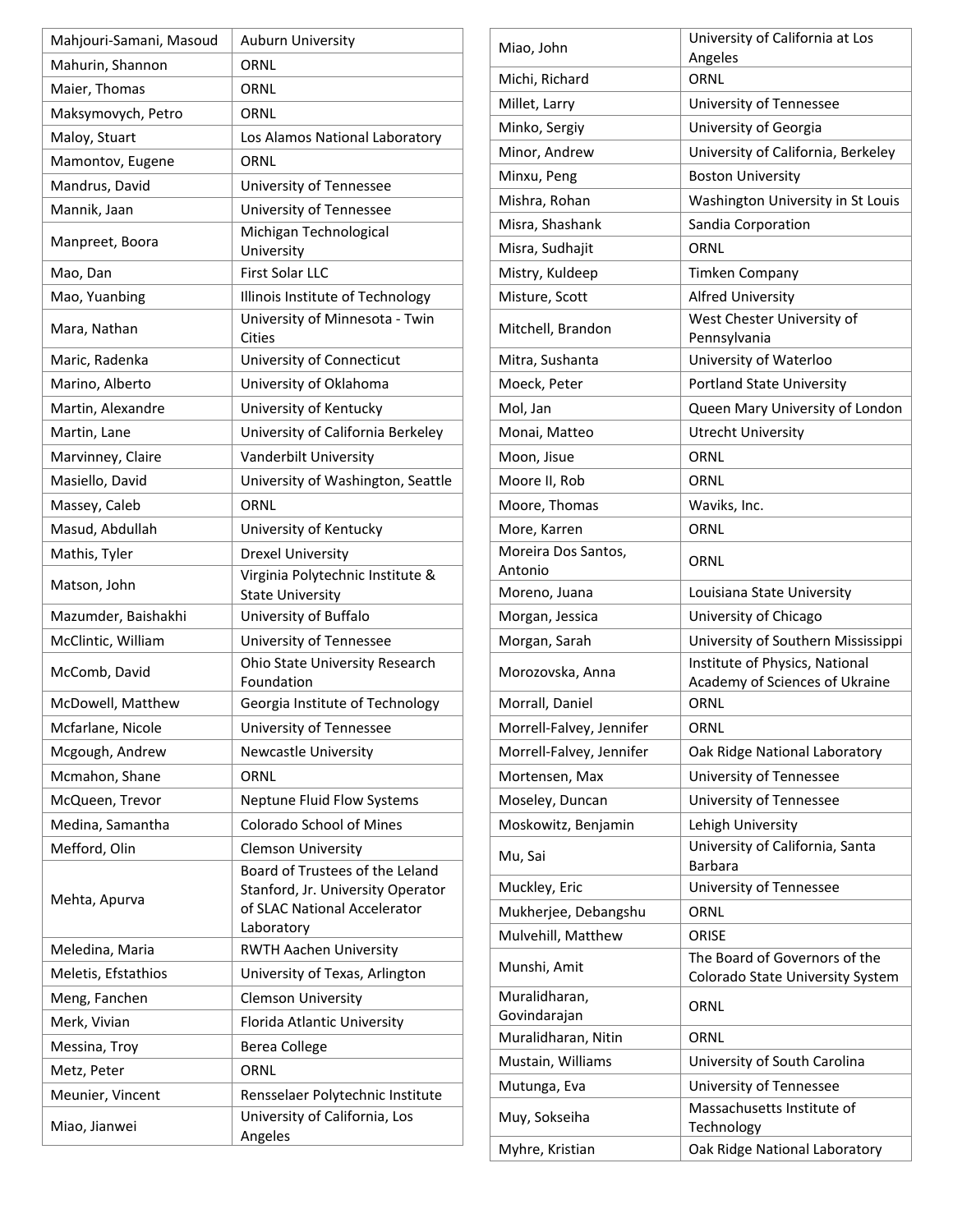| | |
|---|---|
| Mahjouri-Samani, Masoud | Auburn University |
| Mahurin, Shannon | ORNL |
| Maier, Thomas | ORNL |
| Maksymovych, Petro | ORNL |
| Maloy, Stuart | Los Alamos National Laboratory |
| Mamontov, Eugene | ORNL |
| Mandrus, David | University of Tennessee |
| Mannik, Jaan | University of Tennessee |
| Manpreet, Boora | Michigan Technological University |
| Mao, Dan | First Solar LLC |
| Mao, Yuanbing | Illinois Institute of Technology |
| Mara, Nathan | University of Minnesota - Twin Cities |
| Maric, Radenka | University of Connecticut |
| Marino, Alberto | University of Oklahoma |
| Martin, Alexandre | University of Kentucky |
| Martin, Lane | University of California Berkeley |
| Marvinney, Claire | Vanderbilt University |
| Masiello, David | University of Washington, Seattle |
| Massey, Caleb | ORNL |
| Masud, Abdullah | University of Kentucky |
| Mathis, Tyler | Drexel University |
| Matson, John | Virginia Polytechnic Institute & State University |
| Mazumder, Baishakhi | University of Buffalo |
| McClintic, William | University of Tennessee |
| McComb, David | Ohio State University Research Foundation |
| McDowell, Matthew | Georgia Institute of Technology |
| Mcfarlane, Nicole | University of Tennessee |
| Mcgough, Andrew | Newcastle University |
| Mcmahon, Shane | ORNL |
| McQueen, Trevor | Neptune Fluid Flow Systems |
| Medina, Samantha | Colorado School of Mines |
| Mefford, Olin | Clemson University |
| Mehta, Apurva | Board of Trustees of the Leland Stanford, Jr. University Operator of SLAC National Accelerator Laboratory |
| Meledina, Maria | RWTH Aachen University |
| Meletis, Efstathios | University of Texas, Arlington |
| Meng, Fanchen | Clemson University |
| Merk, Vivian | Florida Atlantic University |
| Messina, Troy | Berea College |
| Metz, Peter | ORNL |
| Meunier, Vincent | Rensselaer Polytechnic Institute |
| Miao, Jianwei | University of California, Los Angeles |
| Miao, John | University of California at Los Angeles |
| Michi, Richard | ORNL |
| Millet, Larry | University of Tennessee |
| Minko, Sergiy | University of Georgia |
| Minor, Andrew | University of California, Berkeley |
| Minxu, Peng | Boston University |
| Mishra, Rohan | Washington University in St Louis |
| Misra, Shashank | Sandia Corporation |
| Misra, Sudhajit | ORNL |
| Mistry, Kuldeep | Timken Company |
| Misture, Scott | Alfred University |
| Mitchell, Brandon | West Chester University of Pennsylvania |
| Mitra, Sushanta | University of Waterloo |
| Moeck, Peter | Portland State University |
| Mol, Jan | Queen Mary University of London |
| Monai, Matteo | Utrecht University |
| Moon, Jisue | ORNL |
| Moore II, Rob | ORNL |
| Moore, Thomas | Waviks, Inc. |
| More, Karren | ORNL |
| Moreira Dos Santos, Antonio | ORNL |
| Moreno, Juana | Louisiana State University |
| Morgan, Jessica | University of Chicago |
| Morgan, Sarah | University of Southern Mississippi |
| Morozovska, Anna | Institute of Physics, National Academy of Sciences of Ukraine |
| Morrall, Daniel | ORNL |
| Morrell-Falvey, Jennifer | ORNL |
| Morrell-Falvey, Jennifer | Oak Ridge National Laboratory |
| Mortensen, Max | University of Tennessee |
| Moseley, Duncan | University of Tennessee |
| Moskowitz, Benjamin | Lehigh University |
| Mu, Sai | University of California, Santa Barbara |
| Muckley, Eric | University of Tennessee |
| Mukherjee, Debangshu | ORNL |
| Mulvehill, Matthew | ORISE |
| Munshi, Amit | The Board of Governors of the Colorado State University System |
| Muralidharan, Govindarajan | ORNL |
| Muralidharan, Nitin | ORNL |
| Mustain, Williams | University of South Carolina |
| Mutunga, Eva | University of Tennessee |
| Muy, Sokseiha | Massachusetts Institute of Technology |
| Myhre, Kristian | Oak Ridge National Laboratory |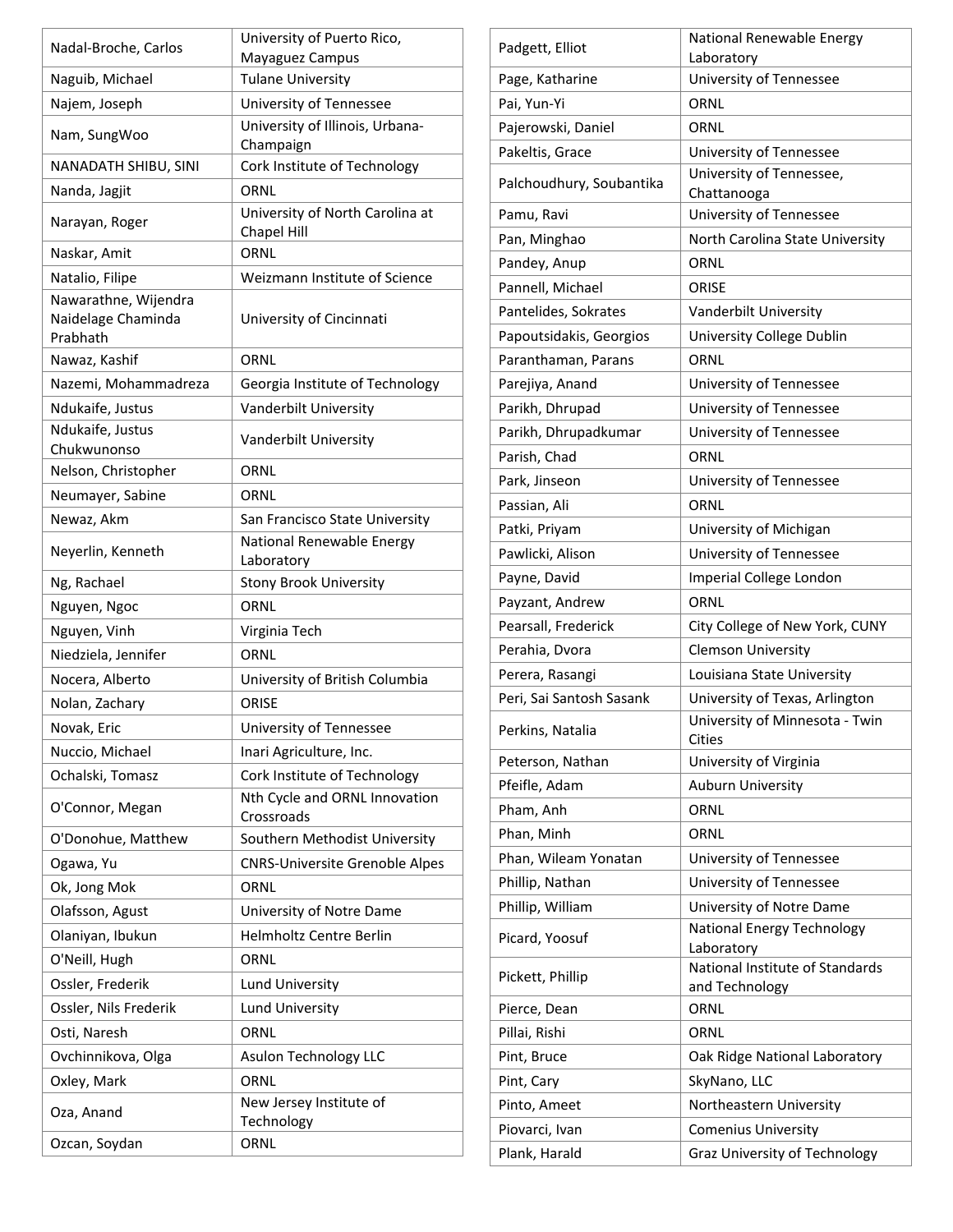| | |
|---|---|
| Nadal-Broche, Carlos | University of Puerto Rico, Mayaguez Campus |
| Naguib, Michael | Tulane University |
| Najem, Joseph | University of Tennessee |
| Nam, SungWoo | University of Illinois, Urbana-Champaign |
| NANADATH SHIBU, SINI | Cork Institute of Technology |
| Nanda, Jagjit | ORNL |
| Narayan, Roger | University of North Carolina at Chapel Hill |
| Naskar, Amit | ORNL |
| Natalio, Filipe | Weizmann Institute of Science |
| Nawarathne, Wijendra Naidelage Chaminda Prabhath | University of Cincinnati |
| Nawaz, Kashif | ORNL |
| Nazemi, Mohammadreza | Georgia Institute of Technology |
| Ndukaife, Justus | Vanderbilt University |
| Ndukaife, Justus Chukwunonso | Vanderbilt University |
| Nelson, Christopher | ORNL |
| Neumayer, Sabine | ORNL |
| Newaz, Akm | San Francisco State University |
| Neyerlin, Kenneth | National Renewable Energy Laboratory |
| Ng, Rachael | Stony Brook University |
| Nguyen, Ngoc | ORNL |
| Nguyen, Vinh | Virginia Tech |
| Niedziela, Jennifer | ORNL |
| Nocera, Alberto | University of British Columbia |
| Nolan, Zachary | ORISE |
| Novak, Eric | University of Tennessee |
| Nuccio, Michael | Inari Agriculture, Inc. |
| Ochalski, Tomasz | Cork Institute of Technology |
| O'Connor, Megan | Nth Cycle and ORNL Innovation Crossroads |
| O'Donohue, Matthew | Southern Methodist University |
| Ogawa, Yu | CNRS-Universite Grenoble Alpes |
| Ok, Jong Mok | ORNL |
| Olafsson, Agust | University of Notre Dame |
| Olaniyan, Ibukun | Helmholtz Centre Berlin |
| O'Neill, Hugh | ORNL |
| Ossler, Frederik | Lund University |
| Ossler, Nils Frederik | Lund University |
| Osti, Naresh | ORNL |
| Ovchinnikova, Olga | Asulon Technology LLC |
| Oxley, Mark | ORNL |
| Oza, Anand | New Jersey Institute of Technology |
| Ozcan, Soydan | ORNL |
| Padgett, Elliot | National Renewable Energy Laboratory |
| Page, Katharine | University of Tennessee |
| Pai, Yun-Yi | ORNL |
| Pajerowski, Daniel | ORNL |
| Pakeltis, Grace | University of Tennessee |
| Palchoudhury, Soubantika | University of Tennessee, Chattanooga |
| Pamu, Ravi | University of Tennessee |
| Pan, Minghao | North Carolina State University |
| Pandey, Anup | ORNL |
| Pannell, Michael | ORISE |
| Pantelides, Sokrates | Vanderbilt University |
| Papoutsidakis, Georgios | University College Dublin |
| Paranthaman, Parans | ORNL |
| Parejiya, Anand | University of Tennessee |
| Parikh, Dhrupad | University of Tennessee |
| Parikh, Dhrupadkumar | University of Tennessee |
| Parish, Chad | ORNL |
| Park, Jinseon | University of Tennessee |
| Passian, Ali | ORNL |
| Patki, Priyam | University of Michigan |
| Pawlicki, Alison | University of Tennessee |
| Payne, David | Imperial College London |
| Payzant, Andrew | ORNL |
| Pearsall, Frederick | City College of New York, CUNY |
| Perahia, Dvora | Clemson University |
| Perera, Rasangi | Louisiana State University |
| Peri, Sai Santosh Sasank | University of Texas, Arlington |
| Perkins, Natalia | University of Minnesota - Twin Cities |
| Peterson, Nathan | University of Virginia |
| Pfeifle, Adam | Auburn University |
| Pham, Anh | ORNL |
| Phan, Minh | ORNL |
| Phan, Wileam Yonatan | University of Tennessee |
| Phillip, Nathan | University of Tennessee |
| Phillip, William | University of Notre Dame |
| Picard, Yoosuf | National Energy Technology Laboratory |
| Pickett, Phillip | National Institute of Standards and Technology |
| Pierce, Dean | ORNL |
| Pillai, Rishi | ORNL |
| Pint, Bruce | Oak Ridge National Laboratory |
| Pint, Cary | SkyNano, LLC |
| Pinto, Ameet | Northeastern University |
| Piovarci, Ivan | Comenius University |
| Plank, Harald | Graz University of Technology |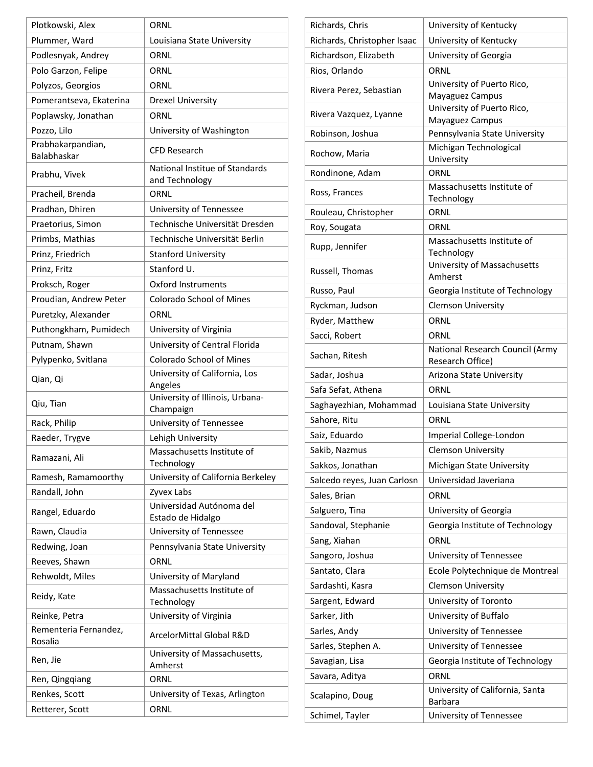| | |
|---|---|
| Plotkowski, Alex | ORNL |
| Plummer, Ward | Louisiana State University |
| Podlesnyak, Andrey | ORNL |
| Polo Garzon, Felipe | ORNL |
| Polyzos, Georgios | ORNL |
| Pomerantseva, Ekaterina | Drexel University |
| Poplawsky, Jonathan | ORNL |
| Pozzo, Lilo | University of Washington |
| Prabhakarpandian, Balabhaskar | CFD Research |
| Prabhu, Vivek | National Institue of Standards and Technology |
| Pracheil, Brenda | ORNL |
| Pradhan, Dhiren | University of Tennessee |
| Praetorius, Simon | Technische Universität Dresden |
| Primbs, Mathias | Technische Universität Berlin |
| Prinz, Friedrich | Stanford University |
| Prinz, Fritz | Stanford U. |
| Proksch, Roger | Oxford Instruments |
| Proudian, Andrew Peter | Colorado School of Mines |
| Puretzky, Alexander | ORNL |
| Puthongkham, Pumidech | University of Virginia |
| Putnam, Shawn | University of Central Florida |
| Pylypenko, Svitlana | Colorado School of Mines |
| Qian, Qi | University of California, Los Angeles |
| Qiu, Tian | University of Illinois, Urbana-Champaign |
| Rack, Philip | University of Tennessee |
| Raeder, Trygve | Lehigh University |
| Ramazani, Ali | Massachusetts Institute of Technology |
| Ramesh, Ramamoorthy | University of California Berkeley |
| Randall, John | Zyvex Labs |
| Rangel, Eduardo | Universidad Autónoma del Estado de Hidalgo |
| Rawn, Claudia | University of Tennessee |
| Redwing, Joan | Pennsylvania State University |
| Reeves, Shawn | ORNL |
| Rehwoldt, Miles | University of Maryland |
| Reidy, Kate | Massachusetts Institute of Technology |
| Reinke, Petra | University of Virginia |
| Rementeria Fernandez, Rosalia | ArcelorMittal Global R&D |
| Ren, Jie | University of Massachusetts, Amherst |
| Ren, Qingqiang | ORNL |
| Renkes, Scott | University of Texas, Arlington |
| Retterer, Scott | ORNL |
| Richards, Chris | University of Kentucky |
| Richards, Christopher Isaac | University of Kentucky |
| Richardson, Elizabeth | University of Georgia |
| Rios, Orlando | ORNL |
| Rivera Perez, Sebastian | University of Puerto Rico, Mayaguez Campus |
| Rivera Vazquez, Lyanne | University of Puerto Rico, Mayaguez Campus |
| Robinson, Joshua | Pennsylvania State University |
| Rochow, Maria | Michigan Technological University |
| Rondinone, Adam | ORNL |
| Ross, Frances | Massachusetts Institute of Technology |
| Rouleau, Christopher | ORNL |
| Roy, Sougata | ORNL |
| Rupp, Jennifer | Massachusetts Institute of Technology |
| Russell, Thomas | University of Massachusetts Amherst |
| Russo, Paul | Georgia Institute of Technology |
| Ryckman, Judson | Clemson University |
| Ryder, Matthew | ORNL |
| Sacci, Robert | ORNL |
| Sachan, Ritesh | National Research Council (Army Research Office) |
| Sadar, Joshua | Arizona State University |
| Safa Sefat, Athena | ORNL |
| Saghayezhian, Mohammad | Louisiana State University |
| Sahore, Ritu | ORNL |
| Saiz, Eduardo | Imperial College-London |
| Sakib, Nazmus | Clemson University |
| Sakkos, Jonathan | Michigan State University |
| Salcedo reyes, Juan Carlosn | Universidad Javeriana |
| Sales, Brian | ORNL |
| Salguero, Tina | University of Georgia |
| Sandoval, Stephanie | Georgia Institute of Technology |
| Sang, Xiahan | ORNL |
| Sangoro, Joshua | University of Tennessee |
| Santato, Clara | Ecole Polytechnique de Montreal |
| Sardashti, Kasra | Clemson University |
| Sargent, Edward | University of Toronto |
| Sarker, Jith | University of Buffalo |
| Sarles, Andy | University of Tennessee |
| Sarles, Stephen A. | University of Tennessee |
| Savagian, Lisa | Georgia Institute of Technology |
| Savara, Aditya | ORNL |
| Scalapino, Doug | University of California, Santa Barbara |
| Schimel, Tayler | University of Tennessee |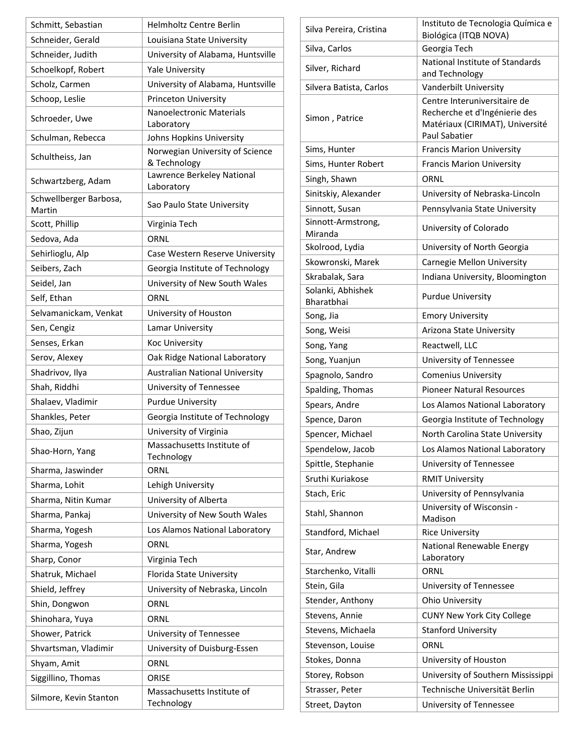| | |
|---|---|
| Schmitt, Sebastian | Helmholtz Centre Berlin |
| Schneider, Gerald | Louisiana State University |
| Schneider, Judith | University of Alabama, Huntsville |
| Schoelkopf, Robert | Yale University |
| Scholz, Carmen | University of Alabama, Huntsville |
| Schoop, Leslie | Princeton University |
| Schroeder, Uwe | Nanoelectronic Materials Laboratory |
| Schulman, Rebecca | Johns Hopkins University |
| Schultheiss, Jan | Norwegian University of Science & Technology |
| Schwartzberg, Adam | Lawrence Berkeley National Laboratory |
| Schwellberger Barbosa, Martin | Sao Paulo State University |
| Scott, Phillip | Virginia Tech |
| Sedova, Ada | ORNL |
| Sehirlioglu, Alp | Case Western Reserve University |
| Seibers, Zach | Georgia Institute of Technology |
| Seidel, Jan | University of New South Wales |
| Self, Ethan | ORNL |
| Selvamanickam, Venkat | University of Houston |
| Sen, Cengiz | Lamar University |
| Senses, Erkan | Koc University |
| Serov, Alexey | Oak Ridge National Laboratory |
| Shadrivov, Ilya | Australian National University |
| Shah, Riddhi | University of Tennessee |
| Shalaev, Vladimir | Purdue University |
| Shankles, Peter | Georgia Institute of Technology |
| Shao, Zijun | University of Virginia |
| Shao-Horn, Yang | Massachusetts Institute of Technology |
| Sharma, Jaswinder | ORNL |
| Sharma, Lohit | Lehigh University |
| Sharma, Nitin Kumar | University of Alberta |
| Sharma, Pankaj | University of New South Wales |
| Sharma, Yogesh | Los Alamos National Laboratory |
| Sharma, Yogesh | ORNL |
| Sharp, Conor | Virginia Tech |
| Shatruk, Michael | Florida State University |
| Shield, Jeffrey | University of Nebraska, Lincoln |
| Shin, Dongwon | ORNL |
| Shinohara, Yuya | ORNL |
| Shower, Patrick | University of Tennessee |
| Shvartsman, Vladimir | University of Duisburg-Essen |
| Shyam, Amit | ORNL |
| Siggillino, Thomas | ORISE |
| Silmore, Kevin Stanton | Massachusetts Institute of Technology |
| Silva Pereira, Cristina | Instituto de Tecnologia Química e Biológica (ITQB NOVA) |
| Silva, Carlos | Georgia Tech |
| Silver, Richard | National Institute of Standards and Technology |
| Silvera Batista, Carlos | Vanderbilt University |
| Simon , Patrice | Centre Interuniversitaire de Recherche et d'Ingénierie des Matériaux (CIRIMAT), Université Paul Sabatier |
| Sims, Hunter | Francis Marion University |
| Sims, Hunter Robert | Francis Marion University |
| Singh, Shawn | ORNL |
| Sinitskiy, Alexander | University of Nebraska-Lincoln |
| Sinnott, Susan | Pennsylvania State University |
| Sinnott-Armstrong, Miranda | University of Colorado |
| Skolrood, Lydia | University of North Georgia |
| Skowronski, Marek | Carnegie Mellon University |
| Skrabalak, Sara | Indiana University, Bloomington |
| Solanki, Abhishek Bharatbhai | Purdue University |
| Song, Jia | Emory University |
| Song, Weisi | Arizona State University |
| Song, Yang | Reactwell, LLC |
| Song, Yuanjun | University of Tennessee |
| Spagnolo, Sandro | Comenius University |
| Spalding, Thomas | Pioneer Natural Resources |
| Spears, Andre | Los Alamos National Laboratory |
| Spence, Daron | Georgia Institute of Technology |
| Spencer, Michael | North Carolina State University |
| Spendelow, Jacob | Los Alamos National Laboratory |
| Spittle, Stephanie | University of Tennessee |
| Sruthi Kuriakose | RMIT University |
| Stach, Eric | University of Pennsylvania |
| Stahl, Shannon | University of Wisconsin - Madison |
| Standford, Michael | Rice University |
| Star, Andrew | National Renewable Energy Laboratory |
| Starchenko, Vitalli | ORNL |
| Stein, Gila | University of Tennessee |
| Stender, Anthony | Ohio University |
| Stevens, Annie | CUNY New York City College |
| Stevens, Michaela | Stanford University |
| Stevenson, Louise | ORNL |
| Stokes, Donna | University of Houston |
| Storey, Robson | University of Southern Mississippi |
| Strasser, Peter | Technische Universität Berlin |
| Street, Dayton | University of Tennessee |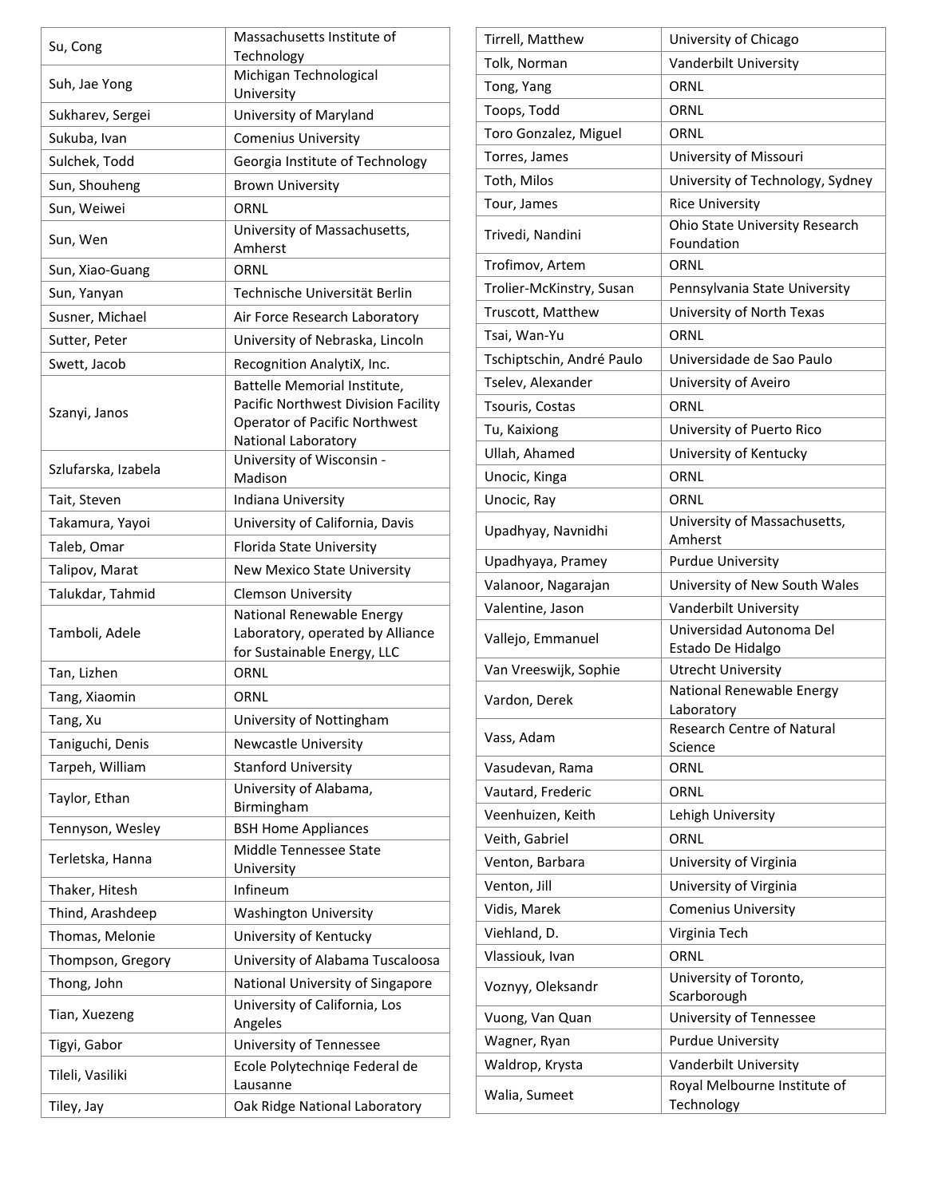| | |
|---|---|
| Su, Cong | Massachusetts Institute of Technology |
| Suh, Jae Yong | Michigan Technological University |
| Sukharev, Sergei | University of Maryland |
| Sukuba, Ivan | Comenius University |
| Sulchek, Todd | Georgia Institute of Technology |
| Sun, Shouheng | Brown University |
| Sun, Weiwei | ORNL |
| Sun, Wen | University of Massachusetts, Amherst |
| Sun, Xiao-Guang | ORNL |
| Sun, Yanyan | Technische Universität Berlin |
| Susner, Michael | Air Force Research Laboratory |
| Sutter, Peter | University of Nebraska, Lincoln |
| Swett, Jacob | Recognition AnalytiX, Inc. |
| Szanyi, Janos | Battelle Memorial Institute, Pacific Northwest Division Facility Operator of Pacific Northwest National Laboratory |
| Szlufarska, Izabela | University of Wisconsin - Madison |
| Tait, Steven | Indiana University |
| Takamura, Yayoi | University of California, Davis |
| Taleb, Omar | Florida State University |
| Talipov, Marat | New Mexico State University |
| Talukdar, Tahmid | Clemson University |
| Tamboli, Adele | National Renewable Energy Laboratory, operated by Alliance for Sustainable Energy, LLC |
| Tan, Lizhen | ORNL |
| Tang, Xiaomin | ORNL |
| Tang, Xu | University of Nottingham |
| Taniguchi, Denis | Newcastle University |
| Tarpeh, William | Stanford University |
| Taylor, Ethan | University of Alabama, Birmingham |
| Tennyson, Wesley | BSH Home Appliances |
| Terletska, Hanna | Middle Tennessee State University |
| Thaker, Hitesh | Infineum |
| Thind, Arashdeep | Washington University |
| Thomas, Melonie | University of Kentucky |
| Thompson, Gregory | University of Alabama Tuscaloosa |
| Thong, John | National University of Singapore |
| Tian, Xuezeng | University of California, Los Angeles |
| Tigyi, Gabor | University of Tennessee |
| Tileli, Vasiliki | Ecole Polytechniqe Federal de Lausanne |
| Tiley, Jay | Oak Ridge National Laboratory |
| Tirrell, Matthew | University of Chicago |
| Tolk, Norman | Vanderbilt University |
| Tong, Yang | ORNL |
| Toops, Todd | ORNL |
| Toro Gonzalez, Miguel | ORNL |
| Torres, James | University of Missouri |
| Toth, Milos | University of Technology, Sydney |
| Tour, James | Rice University |
| Trivedi, Nandini | Ohio State University Research Foundation |
| Trofimov, Artem | ORNL |
| Trolier-McKinstry, Susan | Pennsylvania State University |
| Truscott, Matthew | University of North Texas |
| Tsai, Wan-Yu | ORNL |
| Tschiptschin, André Paulo | Universidade de Sao Paulo |
| Tselev, Alexander | University of Aveiro |
| Tsouris, Costas | ORNL |
| Tu, Kaixiong | University of Puerto Rico |
| Ullah, Ahamed | University of Kentucky |
| Unocic, Kinga | ORNL |
| Unocic, Ray | ORNL |
| Upadhyay, Navnidhi | University of Massachusetts, Amherst |
| Upadhyaya, Pramey | Purdue University |
| Valanoor, Nagarajan | University of New South Wales |
| Valentine, Jason | Vanderbilt University |
| Vallejo, Emmanuel | Universidad Autonoma Del Estado De Hidalgo |
| Van Vreeswijk, Sophie | Utrecht University |
| Vardon, Derek | National Renewable Energy Laboratory |
| Vass, Adam | Research Centre of Natural Science |
| Vasudevan, Rama | ORNL |
| Vautard, Frederic | ORNL |
| Veenhuizen, Keith | Lehigh University |
| Veith, Gabriel | ORNL |
| Venton, Barbara | University of Virginia |
| Venton, Jill | University of Virginia |
| Vidis, Marek | Comenius University |
| Viehland, D. | Virginia Tech |
| Vlassiouk, Ivan | ORNL |
| Voznyy, Oleksandr | University of Toronto, Scarborough |
| Vuong, Van Quan | University of Tennessee |
| Wagner, Ryan | Purdue University |
| Waldrop, Krysta | Vanderbilt University |
| Walia, Sumeet | Royal Melbourne Institute of Technology |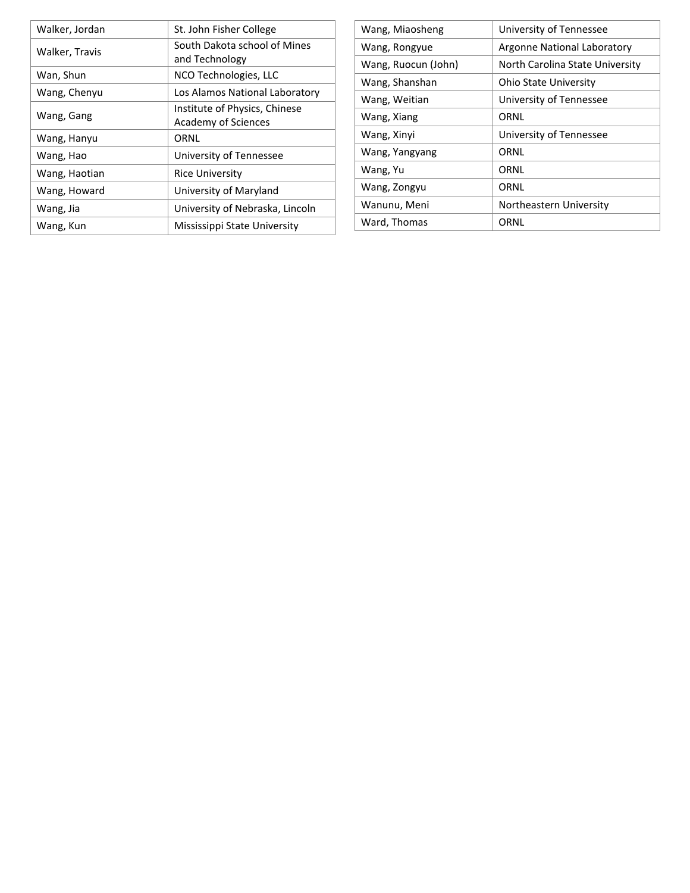| | |
|---|---|
| Walker, Jordan | St. John Fisher College |
| Walker, Travis | South Dakota school of Mines and Technology |
| Wan, Shun | NCO Technologies, LLC |
| Wang, Chenyu | Los Alamos National Laboratory |
| Wang, Gang | Institute of Physics, Chinese Academy of Sciences |
| Wang, Hanyu | ORNL |
| Wang, Hao | University of Tennessee |
| Wang, Haotian | Rice University |
| Wang, Howard | University of Maryland |
| Wang, Jia | University of Nebraska, Lincoln |
| Wang, Kun | Mississippi State University |
| Wang, Miaosheng | University of Tennessee |
| Wang, Rongyue | Argonne National Laboratory |
| Wang, Ruocun (John) | North Carolina State University |
| Wang, Shanshan | Ohio State University |
| Wang, Weitian | University of Tennessee |
| Wang, Xiang | ORNL |
| Wang, Xinyi | University of Tennessee |
| Wang, Yangyang | ORNL |
| Wang, Yu | ORNL |
| Wang, Zongyu | ORNL |
| Wanunu, Meni | Northeastern University |
| Ward, Thomas | ORNL |